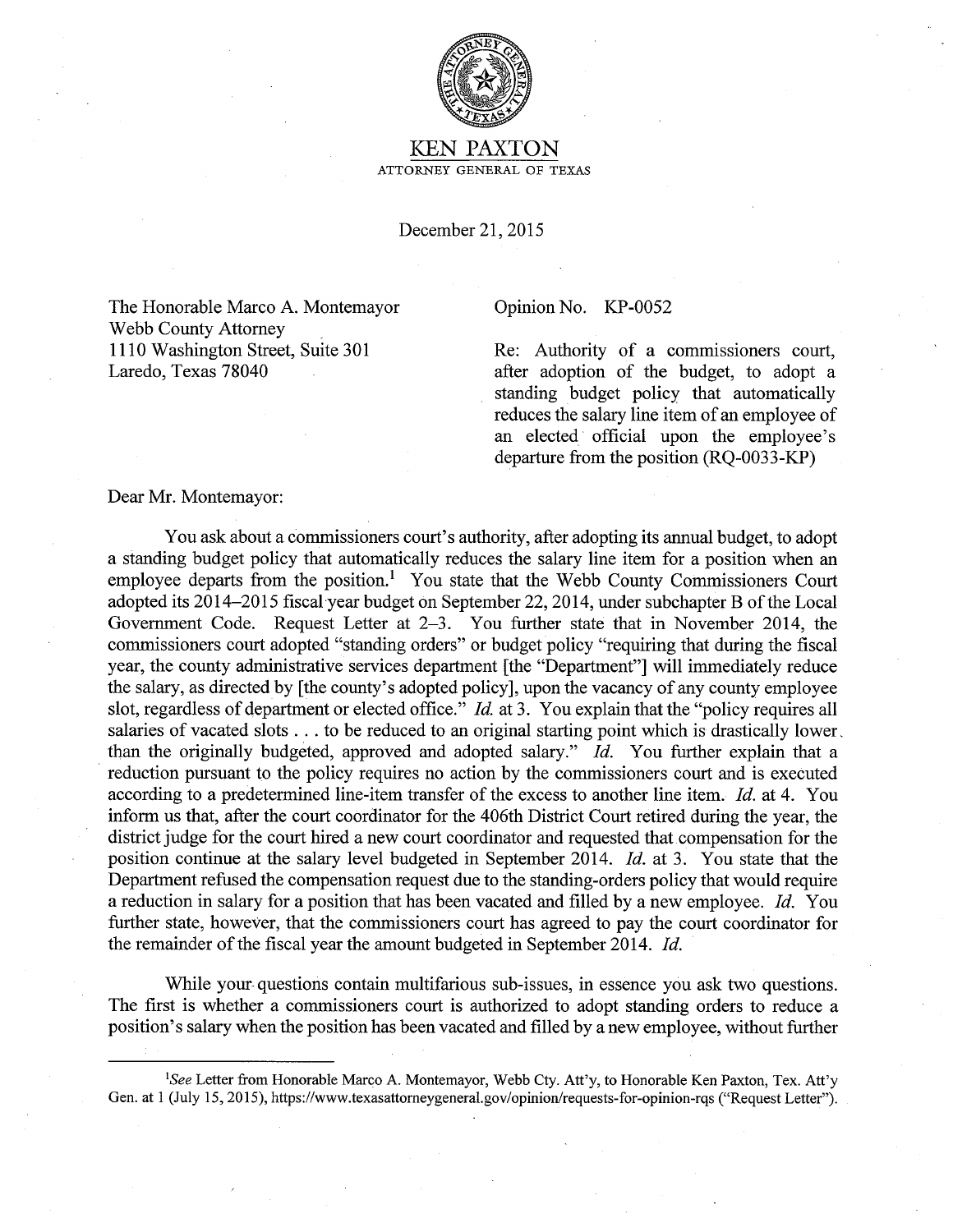# KEN PAXTON

ATTORNEY GENERAL OF TEXAS

December 21, 2015

The Honorable Marco A. Montemayor
Webb County Attorney
1110 Washington Street, Suite 301
Laredo, Texas 78040

Opinion No. KP-0052

Re: Authority of a commissioners court, after adoption of the budget, to adopt a standing budget policy that automatically reduces the salary line item of an employee of an elected official upon the employee's departure from the position (RQ-0033-KP)

Dear Mr. Montemayor:

You ask about a commissioners court's authority, after adopting its annual budget, to adopt a standing budget policy that automatically reduces the salary line item for a position when an employee departs from the position.[1] You state that the Webb County Commissioners Court adopted its 2014–2015 fiscal year budget on September 22, 2014, under subchapter B of the Local Government Code. Request Letter at 2–3. You further state that in November 2014, the commissioners court adopted "standing orders" or budget policy "requiring that during the fiscal year, the county administrative services department [the "Department"] will immediately reduce the salary, as directed by [the county's adopted policy], upon the vacancy of any county employee slot, regardless of department or elected office." *Id.* at 3. You explain that the "policy requires all salaries of vacated slots . . . to be reduced to an original starting point which is drastically lower than the originally budgeted, approved and adopted salary." *Id.* You further explain that a reduction pursuant to the policy requires no action by the commissioners court and is executed according to a predetermined line-item transfer of the excess to another line item. *Id.* at 4. You inform us that, after the court coordinator for the 406th District Court retired during the year, the district judge for the court hired a new court coordinator and requested that compensation for the position continue at the salary level budgeted in September 2014. *Id.* at 3. You state that the Department refused the compensation request due to the standing-orders policy that would require a reduction in salary for a position that has been vacated and filled by a new employee. *Id.* You further state, however, that the commissioners court has agreed to pay the court coordinator for the remainder of the fiscal year the amount budgeted in September 2014. *Id.*

While your questions contain multifarious sub-issues, in essence you ask two questions. The first is whether a commissioners court is authorized to adopt standing orders to reduce a position's salary when the position has been vacated and filled by a new employee, without further

[1]*See* Letter from Honorable Marco A. Montemayor, Webb Cty. Att'y, to Honorable Ken Paxton, Tex. Att'y Gen. at 1 (July 15, 2015), https://www.texasattorneygeneral.gov/opinion/requests-for-opinion-rqs ("Request Letter").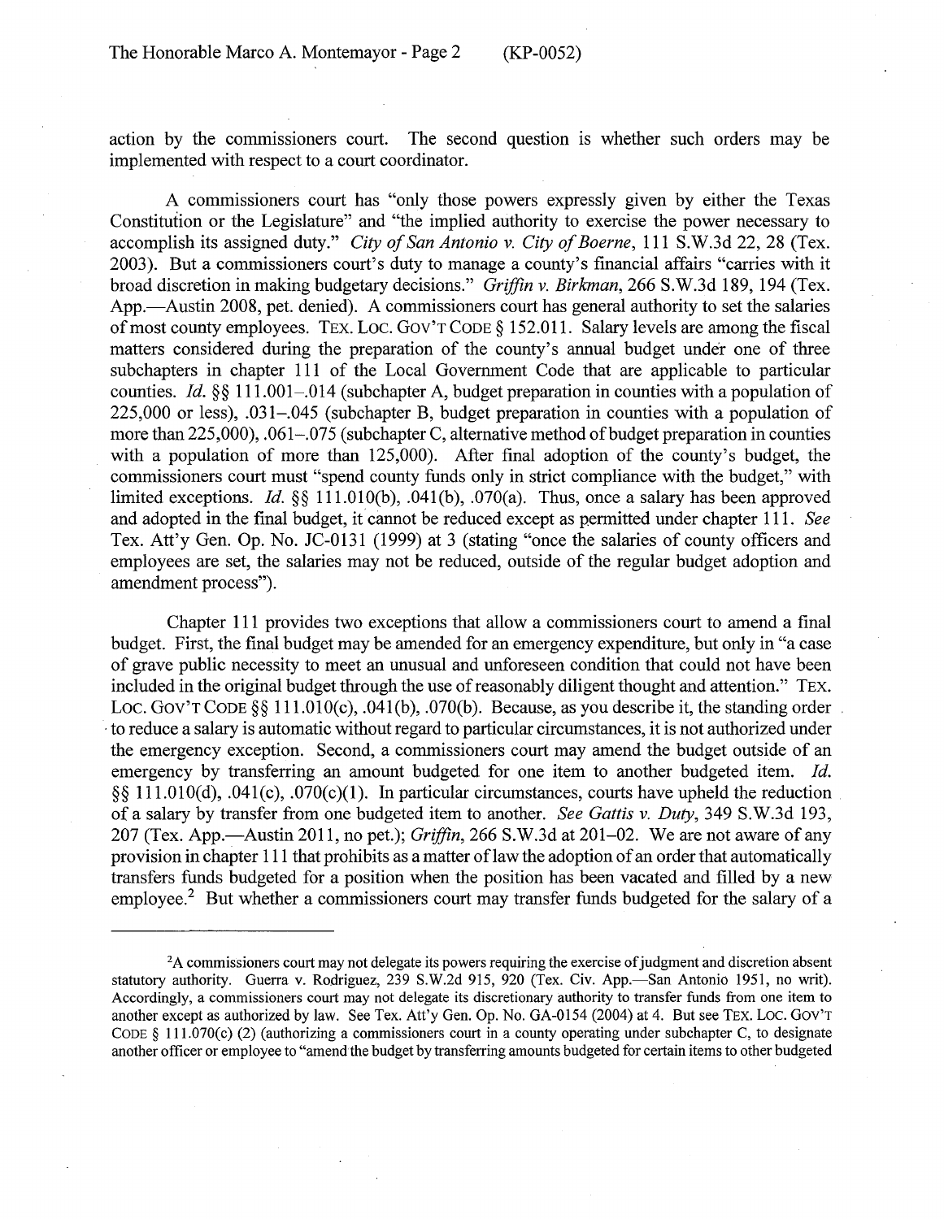action by the commissioners court. The second question is whether such orders may be implemented with respect to a court coordinator.

A commissioners court has "only those powers expressly given by either the Texas Constitution or the Legislature" and "the implied authority to exercise the power necessary to accomplish its assigned duty." *City of San Antonio v. City of Boerne*, 111 S.W.3d 22, 28 (Tex. 2003). But a commissioners court's duty to manage a county's financial affairs "carries with it broad discretion in making budgetary decisions." *Griffin v. Birkman*, 266 S.W.3d 189, 194 (Tex. App.—Austin 2008, pet. denied). A commissioners court has general authority to set the salaries of most county employees. TEX. LOC. GOV'T CODE § 152.011. Salary levels are among the fiscal matters considered during the preparation of the county's annual budget under one of three subchapters in chapter 111 of the Local Government Code that are applicable to particular counties. *Id.* §§ 111.001–.014 (subchapter A, budget preparation in counties with a population of 225,000 or less), .031–.045 (subchapter B, budget preparation in counties with a population of more than 225,000), .061–.075 (subchapter C, alternative method of budget preparation in counties with a population of more than 125,000). After final adoption of the county's budget, the commissioners court must "spend county funds only in strict compliance with the budget," with limited exceptions. *Id.* §§ 111.010(b), .041(b), .070(a). Thus, once a salary has been approved and adopted in the final budget, it cannot be reduced except as permitted under chapter 111. *See* Tex. Att'y Gen. Op. No. JC-0131 (1999) at 3 (stating "once the salaries of county officers and employees are set, the salaries may not be reduced, outside of the regular budget adoption and amendment process").

Chapter 111 provides two exceptions that allow a commissioners court to amend a final budget. First, the final budget may be amended for an emergency expenditure, but only in "a case of grave public necessity to meet an unusual and unforeseen condition that could not have been included in the original budget through the use of reasonably diligent thought and attention." TEX. LOC. GOV'T CODE §§ 111.010(c), .041(b), .070(b). Because, as you describe it, the standing order to reduce a salary is automatic without regard to particular circumstances, it is not authorized under the emergency exception. Second, a commissioners court may amend the budget outside of an emergency by transferring an amount budgeted for one item to another budgeted item. *Id.* §§ 111.010(d), .041(c), .070(c)(1). In particular circumstances, courts have upheld the reduction of a salary by transfer from one budgeted item to another. *See Gattis v. Duty*, 349 S.W.3d 193, 207 (Tex. App.—Austin 2011, no pet.); *Griffin*, 266 S.W.3d at 201–02. We are not aware of any provision in chapter 111 that prohibits as a matter of law the adoption of an order that automatically transfers funds budgeted for a position when the position has been vacated and filled by a new employee.[2] But whether a commissioners court may transfer funds budgeted for the salary of a

---

[2]A commissioners court may not delegate its powers requiring the exercise of judgment and discretion absent statutory authority. Guerra v. Rodriguez, 239 S.W.2d 915, 920 (Tex. Civ. App.—San Antonio 1951, no writ). Accordingly, a commissioners court may not delegate its discretionary authority to transfer funds from one item to another except as authorized by law. See Tex. Att'y Gen. Op. No. GA-0154 (2004) at 4. But see TEX. LOC. GOV'T CODE § 111.070(c) (2) (authorizing a commissioners court in a county operating under subchapter C, to designate another officer or employee to "amend the budget by transferring amounts budgeted for certain items to other budgeted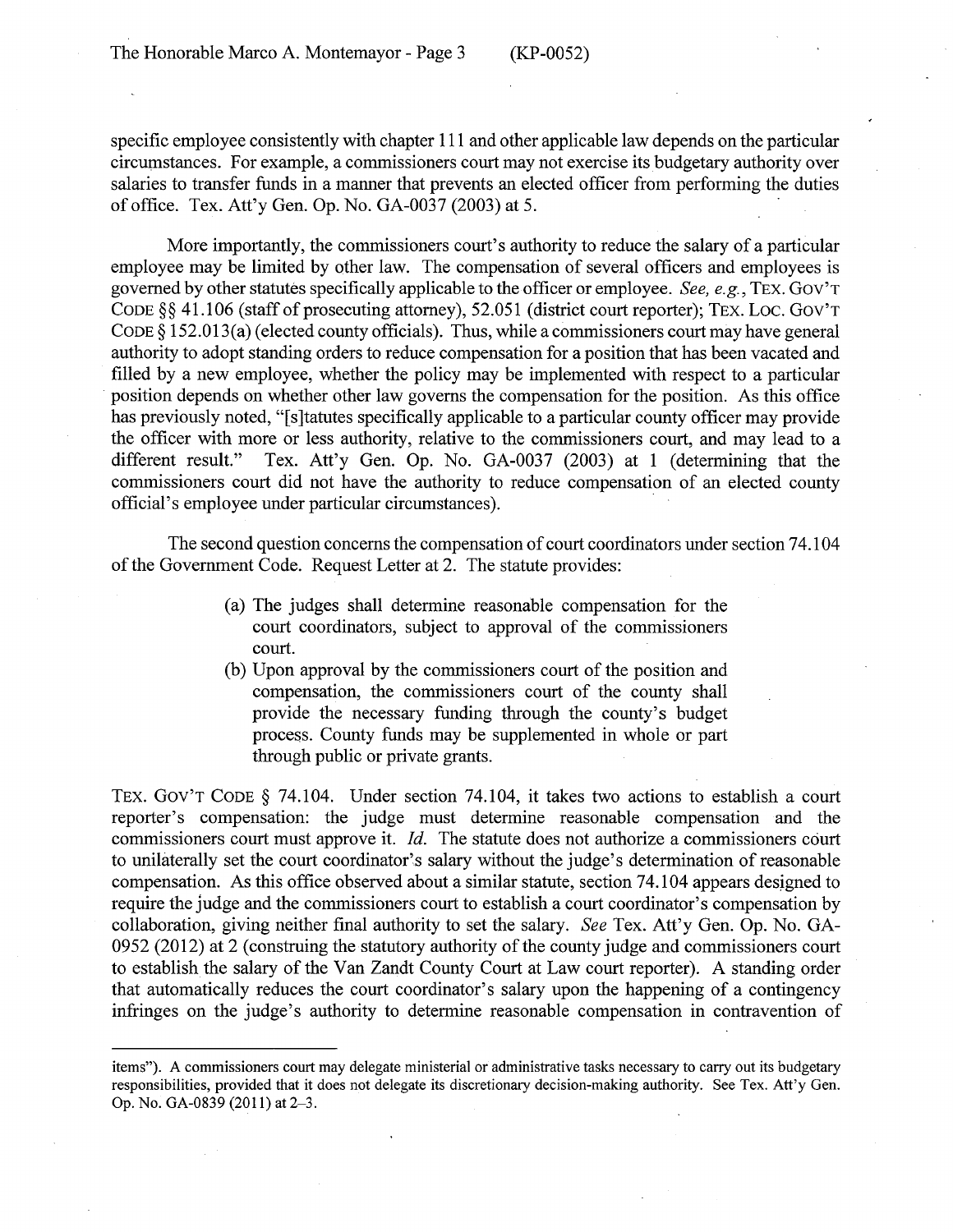specific employee consistently with chapter 111 and other applicable law depends on the particular circumstances. For example, a commissioners court may not exercise its budgetary authority over salaries to transfer funds in a manner that prevents an elected officer from performing the duties of office. Tex. Att'y Gen. Op. No. GA-0037 (2003) at 5.

More importantly, the commissioners court's authority to reduce the salary of a particular employee may be limited by other law. The compensation of several officers and employees is governed by other statutes specifically applicable to the officer or employee. *See, e.g.*, TEX. GOV'T CODE §§ 41.106 (staff of prosecuting attorney), 52.051 (district court reporter); TEX. LOC. GOV'T CODE § 152.013(a) (elected county officials). Thus, while a commissioners court may have general authority to adopt standing orders to reduce compensation for a position that has been vacated and filled by a new employee, whether the policy may be implemented with respect to a particular position depends on whether other law governs the compensation for the position. As this office has previously noted, "[s]tatutes specifically applicable to a particular county officer may provide the officer with more or less authority, relative to the commissioners court, and may lead to a different result." Tex. Att'y Gen. Op. No. GA-0037 (2003) at 1 (determining that the commissioners court did not have the authority to reduce compensation of an elected county official's employee under particular circumstances).

The second question concerns the compensation of court coordinators under section 74.104 of the Government Code. Request Letter at 2. The statute provides:

> (a) The judges shall determine reasonable compensation for the court coordinators, subject to approval of the commissioners court.
>
> (b) Upon approval by the commissioners court of the position and compensation, the commissioners court of the county shall provide the necessary funding through the county's budget process. County funds may be supplemented in whole or part through public or private grants.

TEX. GOV'T CODE § 74.104. Under section 74.104, it takes two actions to establish a court reporter's compensation: the judge must determine reasonable compensation and the commissioners court must approve it. *Id.* The statute does not authorize a commissioners court to unilaterally set the court coordinator's salary without the judge's determination of reasonable compensation. As this office observed about a similar statute, section 74.104 appears designed to require the judge and the commissioners court to establish a court coordinator's compensation by collaboration, giving neither final authority to set the salary. *See* Tex. Att'y Gen. Op. No. GA-0952 (2012) at 2 (construing the statutory authority of the county judge and commissioners court to establish the salary of the Van Zandt County Court at Law court reporter). A standing order that automatically reduces the court coordinator's salary upon the happening of a contingency infringes on the judge's authority to determine reasonable compensation in contravention of

---

items"). A commissioners court may delegate ministerial or administrative tasks necessary to carry out its budgetary responsibilities, provided that it does not delegate its discretionary decision-making authority. See Tex. Att'y Gen. Op. No. GA-0839 (2011) at 2–3.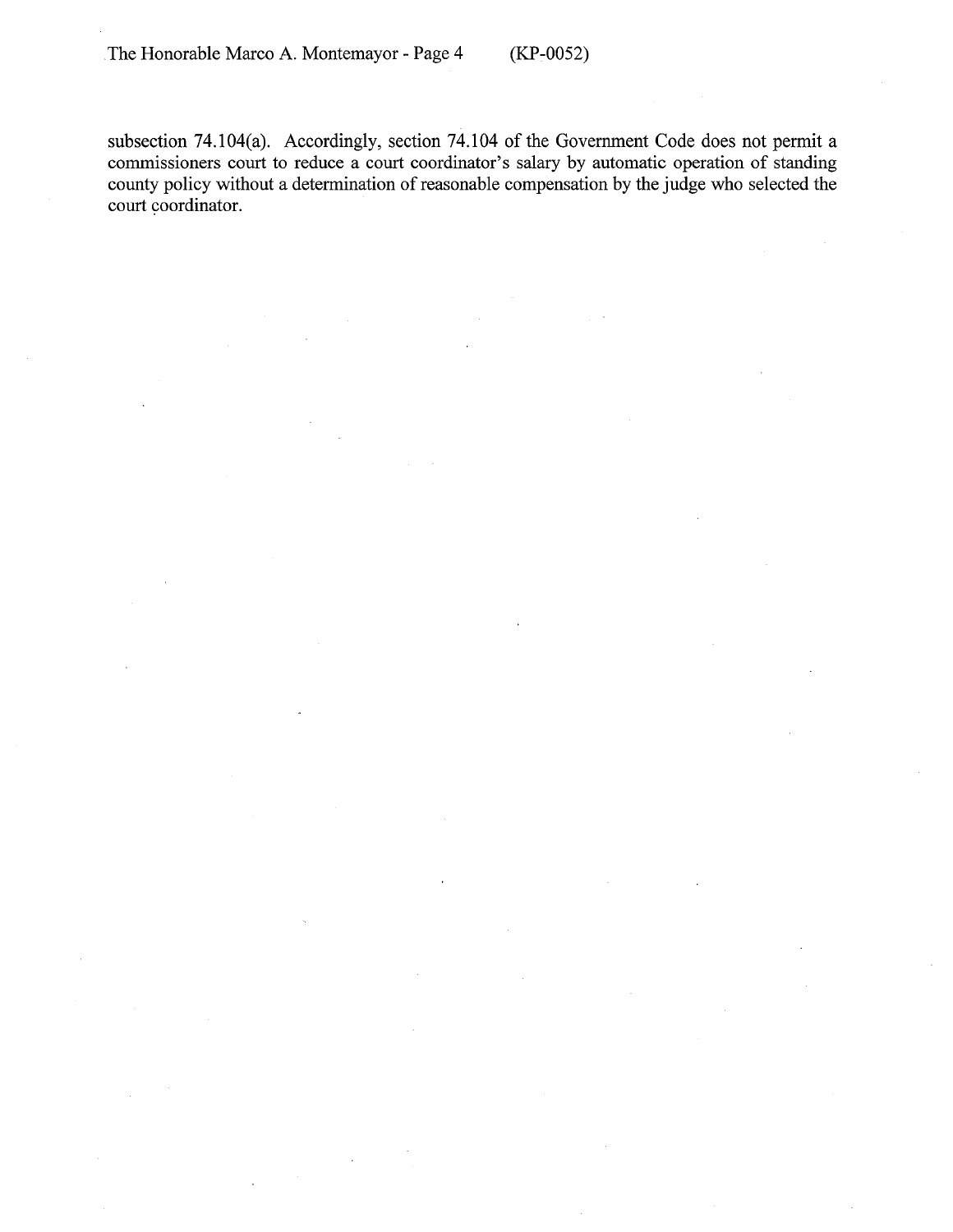subsection 74.104(a). Accordingly, section 74.104 of the Government Code does not permit a commissioners court to reduce a court coordinator's salary by automatic operation of standing county policy without a determination of reasonable compensation by the judge who selected the court coordinator.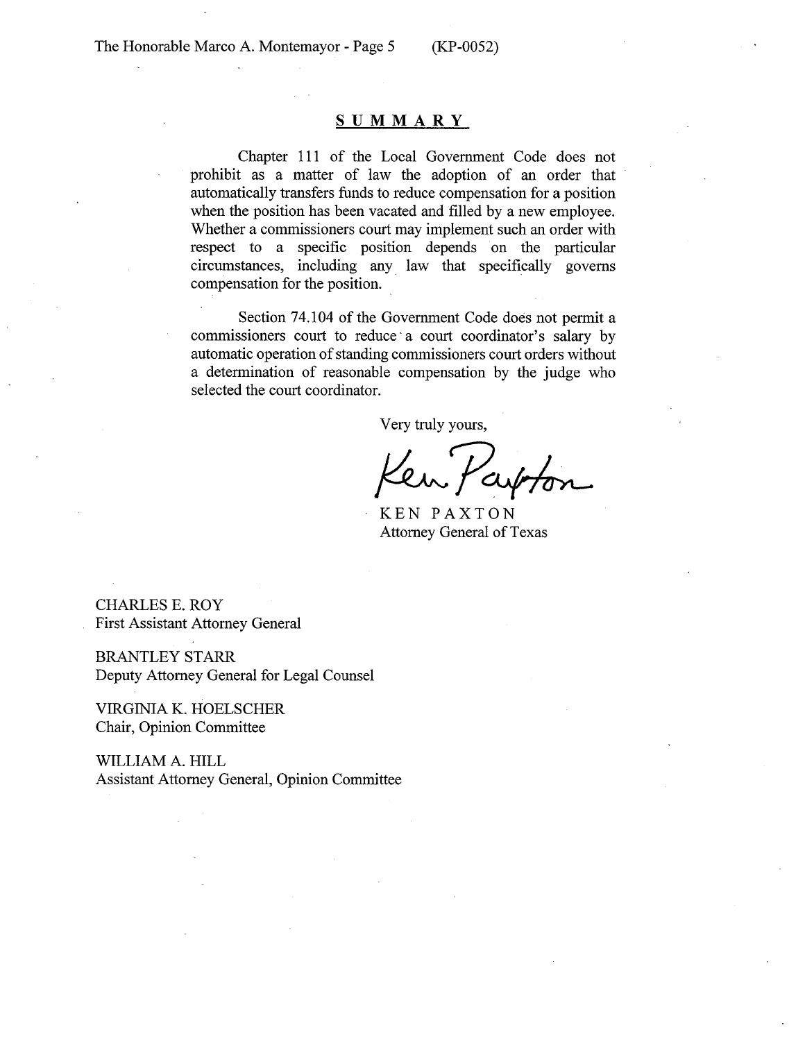## SUMMARY

Chapter 111 of the Local Government Code does not prohibit as a matter of law the adoption of an order that automatically transfers funds to reduce compensation for a position when the position has been vacated and filled by a new employee. Whether a commissioners court may implement such an order with respect to a specific position depends on the particular circumstances, including any law that specifically governs compensation for the position.

Section 74.104 of the Government Code does not permit a commissioners court to reduce a court coordinator's salary by automatic operation of standing commissioners court orders without a determination of reasonable compensation by the judge who selected the court coordinator.

Very truly yours,

Ken Paxton

KEN PAXTON
Attorney General of Texas

CHARLES E. ROY
First Assistant Attorney General

BRANTLEY STARR
Deputy Attorney General for Legal Counsel

VIRGINIA K. HOELSCHER
Chair, Opinion Committee

WILLIAM A. HILL
Assistant Attorney General, Opinion Committee